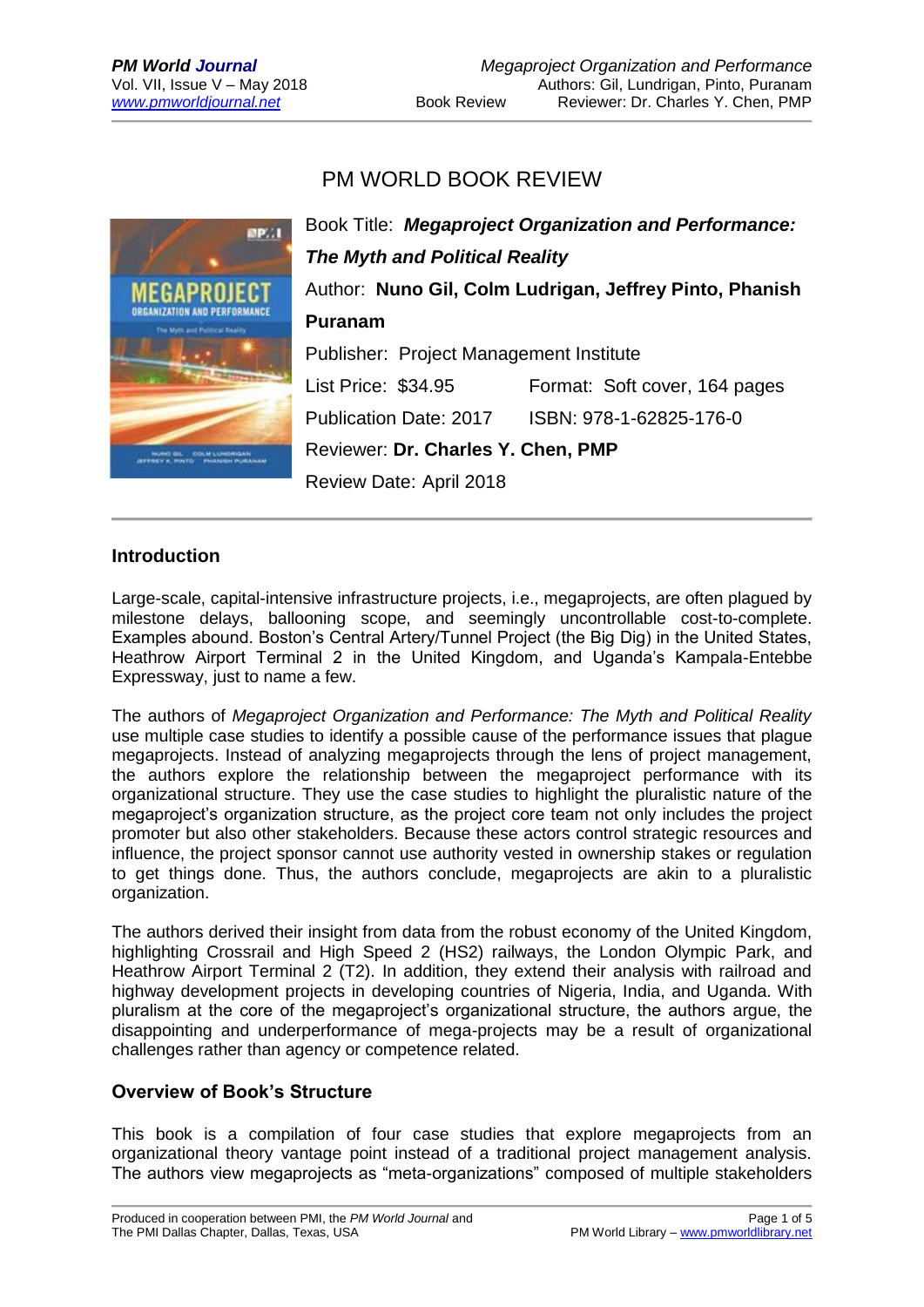# PM WORLD BOOK REVIEW

Book Title: ***Megaproject Organization and Performance: The Myth and Political Reality***

Author: **Nuno Gil, Colm Ludrigan, Jeffrey Pinto, Phanish Puranam**

Publisher: Project Management Institute

List Price: $34.95 Format: Soft cover, 164 pages

Publication Date: 2017 ISBN: 978-1-62825-176-0

Reviewer: **Dr. Charles Y. Chen, PMP**

Review Date: April 2018

## Introduction

Large-scale, capital-intensive infrastructure projects, i.e., megaprojects, are often plagued by milestone delays, ballooning scope, and seemingly uncontrollable cost-to-complete. Examples abound. Boston's Central Artery/Tunnel Project (the Big Dig) in the United States, Heathrow Airport Terminal 2 in the United Kingdom, and Uganda's Kampala-Entebbe Expressway, just to name a few.

The authors of *Megaproject Organization and Performance: The Myth and Political Reality* use multiple case studies to identify a possible cause of the performance issues that plague megaprojects. Instead of analyzing megaprojects through the lens of project management, the authors explore the relationship between the megaproject performance with its organizational structure. They use the case studies to highlight the pluralistic nature of the megaproject's organization structure, as the project core team not only includes the project promoter but also other stakeholders. Because these actors control strategic resources and influence, the project sponsor cannot use authority vested in ownership stakes or regulation to get things done. Thus, the authors conclude, megaprojects are akin to a pluralistic organization.

The authors derived their insight from data from the robust economy of the United Kingdom, highlighting Crossrail and High Speed 2 (HS2) railways, the London Olympic Park, and Heathrow Airport Terminal 2 (T2). In addition, they extend their analysis with railroad and highway development projects in developing countries of Nigeria, India, and Uganda. With pluralism at the core of the megaproject's organizational structure, the authors argue, the disappointing and underperformance of mega-projects may be a result of organizational challenges rather than agency or competence related.

## Overview of Book's Structure

This book is a compilation of four case studies that explore megaprojects from an organizational theory vantage point instead of a traditional project management analysis. The authors view megaprojects as "meta-organizations" composed of multiple stakeholders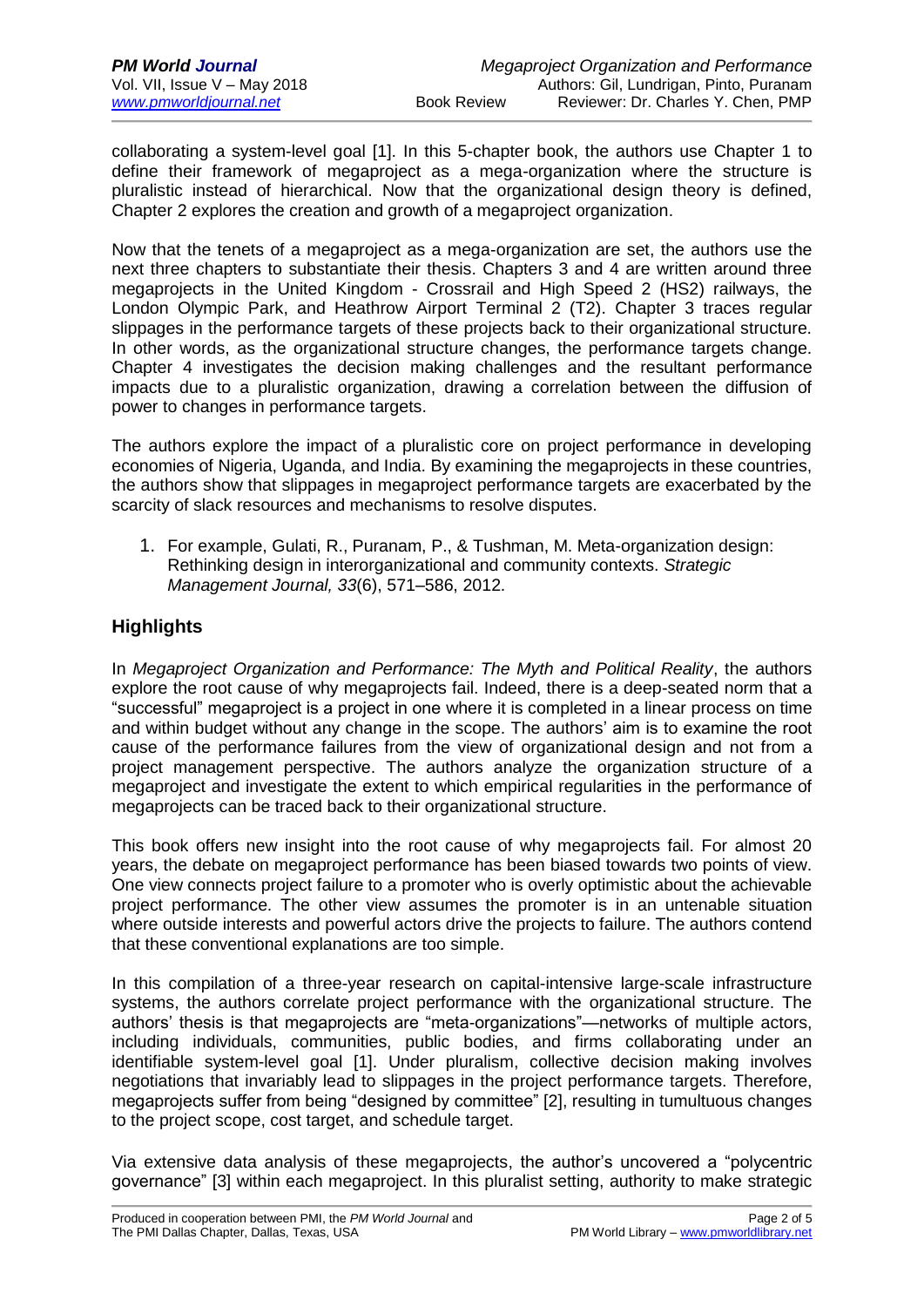collaborating a system-level goal [1]. In this 5-chapter book, the authors use Chapter 1 to define their framework of megaproject as a mega-organization where the structure is pluralistic instead of hierarchical. Now that the organizational design theory is defined, Chapter 2 explores the creation and growth of a megaproject organization.

Now that the tenets of a megaproject as a mega-organization are set, the authors use the next three chapters to substantiate their thesis. Chapters 3 and 4 are written around three megaprojects in the United Kingdom - Crossrail and High Speed 2 (HS2) railways, the London Olympic Park, and Heathrow Airport Terminal 2 (T2). Chapter 3 traces regular slippages in the performance targets of these projects back to their organizational structure. In other words, as the organizational structure changes, the performance targets change. Chapter 4 investigates the decision making challenges and the resultant performance impacts due to a pluralistic organization, drawing a correlation between the diffusion of power to changes in performance targets.

The authors explore the impact of a pluralistic core on project performance in developing economies of Nigeria, Uganda, and India. By examining the megaprojects in these countries, the authors show that slippages in megaproject performance targets are exacerbated by the scarcity of slack resources and mechanisms to resolve disputes.

1. For example, Gulati, R., Puranam, P., & Tushman, M. Meta-organization design: Rethinking design in interorganizational and community contexts. *Strategic Management Journal, 33*(6), 571–586, 2012.

## Highlights

In *Megaproject Organization and Performance: The Myth and Political Reality*, the authors explore the root cause of why megaprojects fail. Indeed, there is a deep-seated norm that a "successful" megaproject is a project in one where it is completed in a linear process on time and within budget without any change in the scope. The authors' aim is to examine the root cause of the performance failures from the view of organizational design and not from a project management perspective. The authors analyze the organization structure of a megaproject and investigate the extent to which empirical regularities in the performance of megaprojects can be traced back to their organizational structure.

This book offers new insight into the root cause of why megaprojects fail. For almost 20 years, the debate on megaproject performance has been biased towards two points of view. One view connects project failure to a promoter who is overly optimistic about the achievable project performance. The other view assumes the promoter is in an untenable situation where outside interests and powerful actors drive the projects to failure. The authors contend that these conventional explanations are too simple.

In this compilation of a three-year research on capital-intensive large-scale infrastructure systems, the authors correlate project performance with the organizational structure. The authors' thesis is that megaprojects are "meta-organizations"—networks of multiple actors, including individuals, communities, public bodies, and firms collaborating under an identifiable system-level goal [1]. Under pluralism, collective decision making involves negotiations that invariably lead to slippages in the project performance targets. Therefore, megaprojects suffer from being "designed by committee" [2], resulting in tumultuous changes to the project scope, cost target, and schedule target.

Via extensive data analysis of these megaprojects, the author's uncovered a "polycentric governance" [3] within each megaproject. In this pluralist setting, authority to make strategic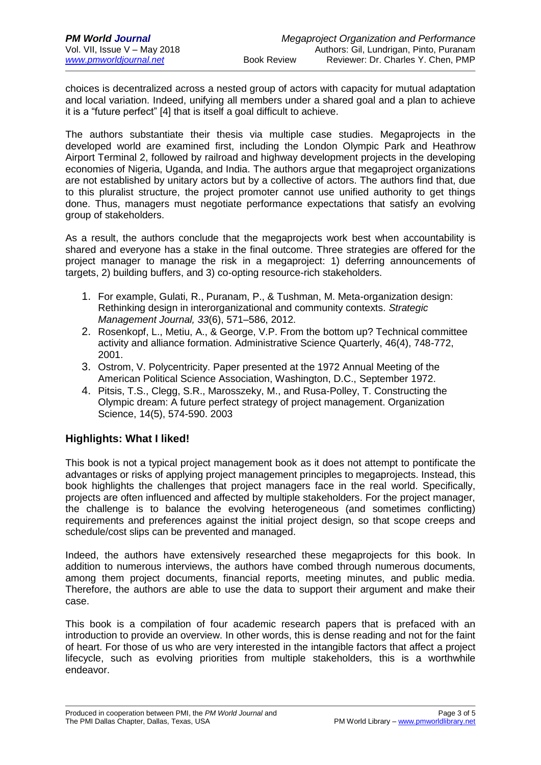choices is decentralized across a nested group of actors with capacity for mutual adaptation and local variation. Indeed, unifying all members under a shared goal and a plan to achieve it is a "future perfect" [4] that is itself a goal difficult to achieve.

The authors substantiate their thesis via multiple case studies. Megaprojects in the developed world are examined first, including the London Olympic Park and Heathrow Airport Terminal 2, followed by railroad and highway development projects in the developing economies of Nigeria, Uganda, and India. The authors argue that megaproject organizations are not established by unitary actors but by a collective of actors. The authors find that, due to this pluralist structure, the project promoter cannot use unified authority to get things done. Thus, managers must negotiate performance expectations that satisfy an evolving group of stakeholders.

As a result, the authors conclude that the megaprojects work best when accountability is shared and everyone has a stake in the final outcome. Three strategies are offered for the project manager to manage the risk in a megaproject: 1) deferring announcements of targets, 2) building buffers, and 3) co-opting resource-rich stakeholders.

1. For example, Gulati, R., Puranam, P., & Tushman, M. Meta-organization design: Rethinking design in interorganizational and community contexts. *Strategic Management Journal, 33*(6), 571–586, 2012.
2. Rosenkopf, L., Metiu, A., & George, V.P. From the bottom up? Technical committee activity and alliance formation. Administrative Science Quarterly, 46(4), 748-772, 2001.
3. Ostrom, V. Polycentricity. Paper presented at the 1972 Annual Meeting of the American Political Science Association, Washington, D.C., September 1972.
4. Pitsis, T.S., Clegg, S.R., Marosszeky, M., and Rusa-Polley, T. Constructing the Olympic dream: A future perfect strategy of project management. Organization Science, 14(5), 574-590. 2003

## Highlights: What I liked!

This book is not a typical project management book as it does not attempt to pontificate the advantages or risks of applying project management principles to megaprojects. Instead, this book highlights the challenges that project managers face in the real world. Specifically, projects are often influenced and affected by multiple stakeholders. For the project manager, the challenge is to balance the evolving heterogeneous (and sometimes conflicting) requirements and preferences against the initial project design, so that scope creeps and schedule/cost slips can be prevented and managed.

Indeed, the authors have extensively researched these megaprojects for this book. In addition to numerous interviews, the authors have combed through numerous documents, among them project documents, financial reports, meeting minutes, and public media. Therefore, the authors are able to use the data to support their argument and make their case.

This book is a compilation of four academic research papers that is prefaced with an introduction to provide an overview. In other words, this is dense reading and not for the faint of heart. For those of us who are very interested in the intangible factors that affect a project lifecycle, such as evolving priorities from multiple stakeholders, this is a worthwhile endeavor.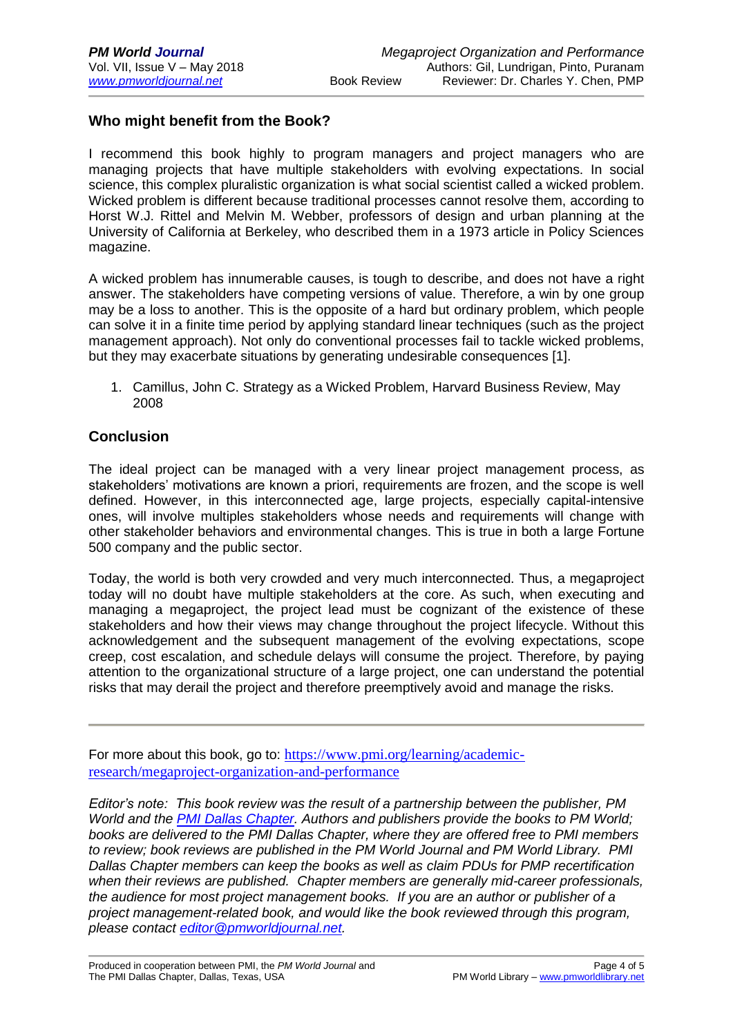## Who might benefit from the Book?

I recommend this book highly to program managers and project managers who are managing projects that have multiple stakeholders with evolving expectations. In social science, this complex pluralistic organization is what social scientist called a wicked problem. Wicked problem is different because traditional processes cannot resolve them, according to Horst W.J. Rittel and Melvin M. Webber, professors of design and urban planning at the University of California at Berkeley, who described them in a 1973 article in Policy Sciences magazine.

A wicked problem has innumerable causes, is tough to describe, and does not have a right answer. The stakeholders have competing versions of value. Therefore, a win by one group may be a loss to another. This is the opposite of a hard but ordinary problem, which people can solve it in a finite time period by applying standard linear techniques (such as the project management approach). Not only do conventional processes fail to tackle wicked problems, but they may exacerbate situations by generating undesirable consequences [1].

1. Camillus, John C. Strategy as a Wicked Problem, Harvard Business Review, May 2008

## Conclusion

The ideal project can be managed with a very linear project management process, as stakeholders' motivations are known a priori, requirements are frozen, and the scope is well defined. However, in this interconnected age, large projects, especially capital-intensive ones, will involve multiples stakeholders whose needs and requirements will change with other stakeholder behaviors and environmental changes. This is true in both a large Fortune 500 company and the public sector.

Today, the world is both very crowded and very much interconnected. Thus, a megaproject today will no doubt have multiple stakeholders at the core. As such, when executing and managing a megaproject, the project lead must be cognizant of the existence of these stakeholders and how their views may change throughout the project lifecycle. Without this acknowledgement and the subsequent management of the evolving expectations, scope creep, cost escalation, and schedule delays will consume the project. Therefore, by paying attention to the organizational structure of a large project, one can understand the potential risks that may derail the project and therefore preemptively avoid and manage the risks.

---

For more about this book, go to: [https://www.pmi.org/learning/academic-research/megaproject-organization-and-performance](https://www.pmi.org/learning/academic-research/megaproject-organization-and-performance)

*Editor's note: This book review was the result of a partnership between the publisher, PM World and the [PMI Dallas Chapter](#). Authors and publishers provide the books to PM World; books are delivered to the PMI Dallas Chapter, where they are offered free to PMI members to review; book reviews are published in the PM World Journal and PM World Library. PMI Dallas Chapter members can keep the books as well as claim PDUs for PMP recertification when their reviews are published. Chapter members are generally mid-career professionals, the audience for most project management books. If you are an author or publisher of a project management-related book, and would like the book reviewed through this program, please contact [editor@pmworldjournal.net](mailto:editor@pmworldjournal.net).*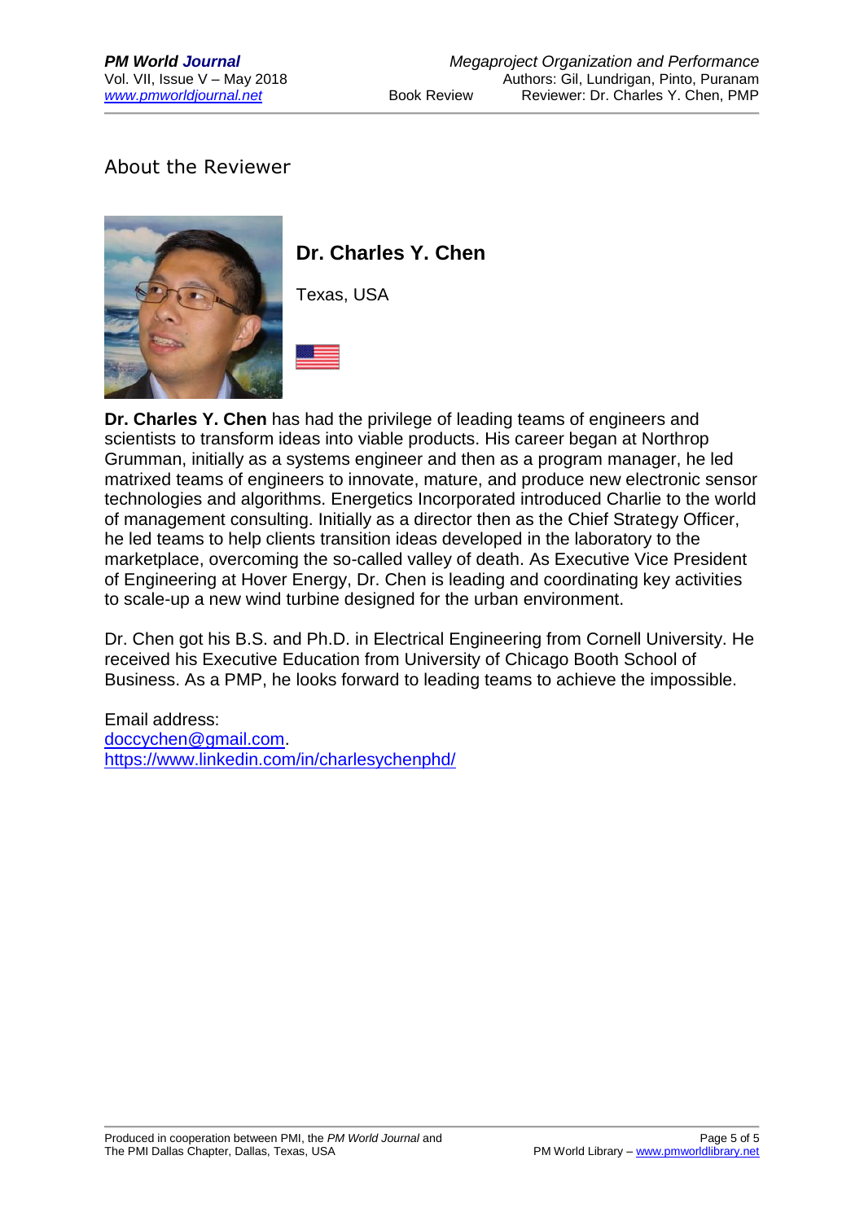## About the Reviewer

### Dr. Charles Y. Chen

Texas, USA

**Dr. Charles Y. Chen** has had the privilege of leading teams of engineers and scientists to transform ideas into viable products. His career began at Northrop Grumman, initially as a systems engineer and then as a program manager, he led matrixed teams of engineers to innovate, mature, and produce new electronic sensor technologies and algorithms. Energetics Incorporated introduced Charlie to the world of management consulting. Initially as a director then as the Chief Strategy Officer, he led teams to help clients transition ideas developed in the laboratory to the marketplace, overcoming the so-called valley of death. As Executive Vice President of Engineering at Hover Energy, Dr. Chen is leading and coordinating key activities to scale-up a new wind turbine designed for the urban environment.

Dr. Chen got his B.S. and Ph.D. in Electrical Engineering from Cornell University. He received his Executive Education from University of Chicago Booth School of Business. As a PMP, he looks forward to leading teams to achieve the impossible.

Email address:
[doccychen@gmail.com](mailto:doccychen@gmail.com).
[https://www.linkedin.com/in/charlesychenphd/](https://www.linkedin.com/in/charlesychenphd/)